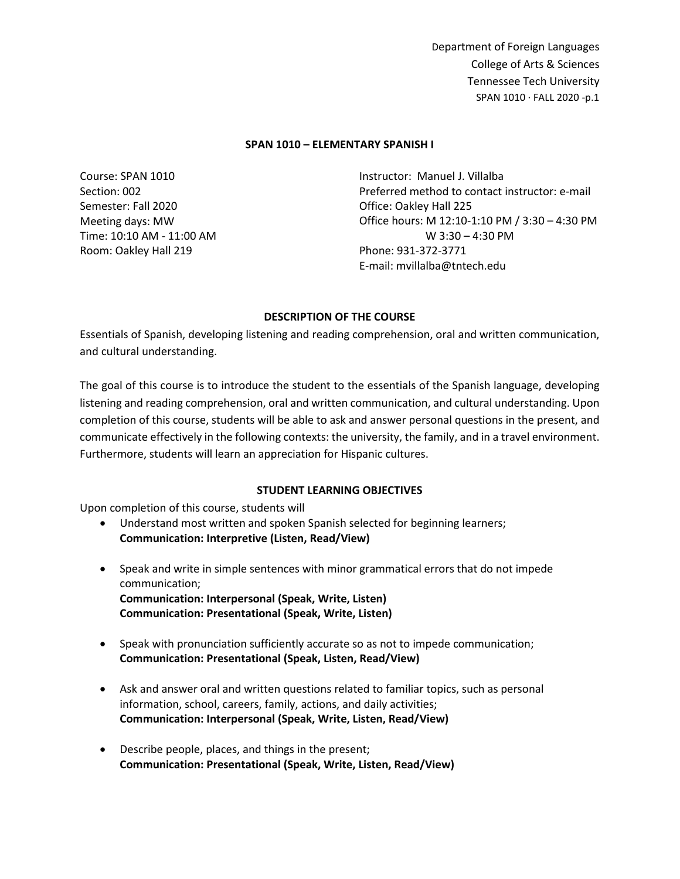Department of Foreign Languages
College of Arts & Sciences
Tennessee Tech University

# SPAN 1010 – ELEMENTARY SPANISH I

Course: SPAN 1010
Section: 002
Semester: Fall 2020
Meeting days: MW
Time: 10:10 AM - 11:00 AM
Room: Oakley Hall 219

Instructor: Manuel J. Villalba
Preferred method to contact instructor: e-mail
Office: Oakley Hall 225
Office hours: M 12:10-1:10 PM / 3:30 – 4:30 PM
W 3:30 – 4:30 PM
Phone: 931-372-3771
E-mail: mvillalba@tntech.edu

## DESCRIPTION OF THE COURSE

Essentials of Spanish, developing listening and reading comprehension, oral and written communication, and cultural understanding.

The goal of this course is to introduce the student to the essentials of the Spanish language, developing listening and reading comprehension, oral and written communication, and cultural understanding. Upon completion of this course, students will be able to ask and answer personal questions in the present, and communicate effectively in the following contexts: the university, the family, and in a travel environment. Furthermore, students will learn an appreciation for Hispanic cultures.

## STUDENT LEARNING OBJECTIVES

Upon completion of this course, students will

- Understand most written and spoken Spanish selected for beginning learners;
  **Communication: Interpretive (Listen, Read/View)**

- Speak and write in simple sentences with minor grammatical errors that do not impede communication;
  **Communication: Interpersonal (Speak, Write, Listen)**
  **Communication: Presentational (Speak, Write, Listen)**

- Speak with pronunciation sufficiently accurate so as not to impede communication;
  **Communication: Presentational (Speak, Listen, Read/View)**

- Ask and answer oral and written questions related to familiar topics, such as personal information, school, careers, family, actions, and daily activities;
  **Communication: Interpersonal (Speak, Write, Listen, Read/View)**

- Describe people, places, and things in the present;
  **Communication: Presentational (Speak, Write, Listen, Read/View)**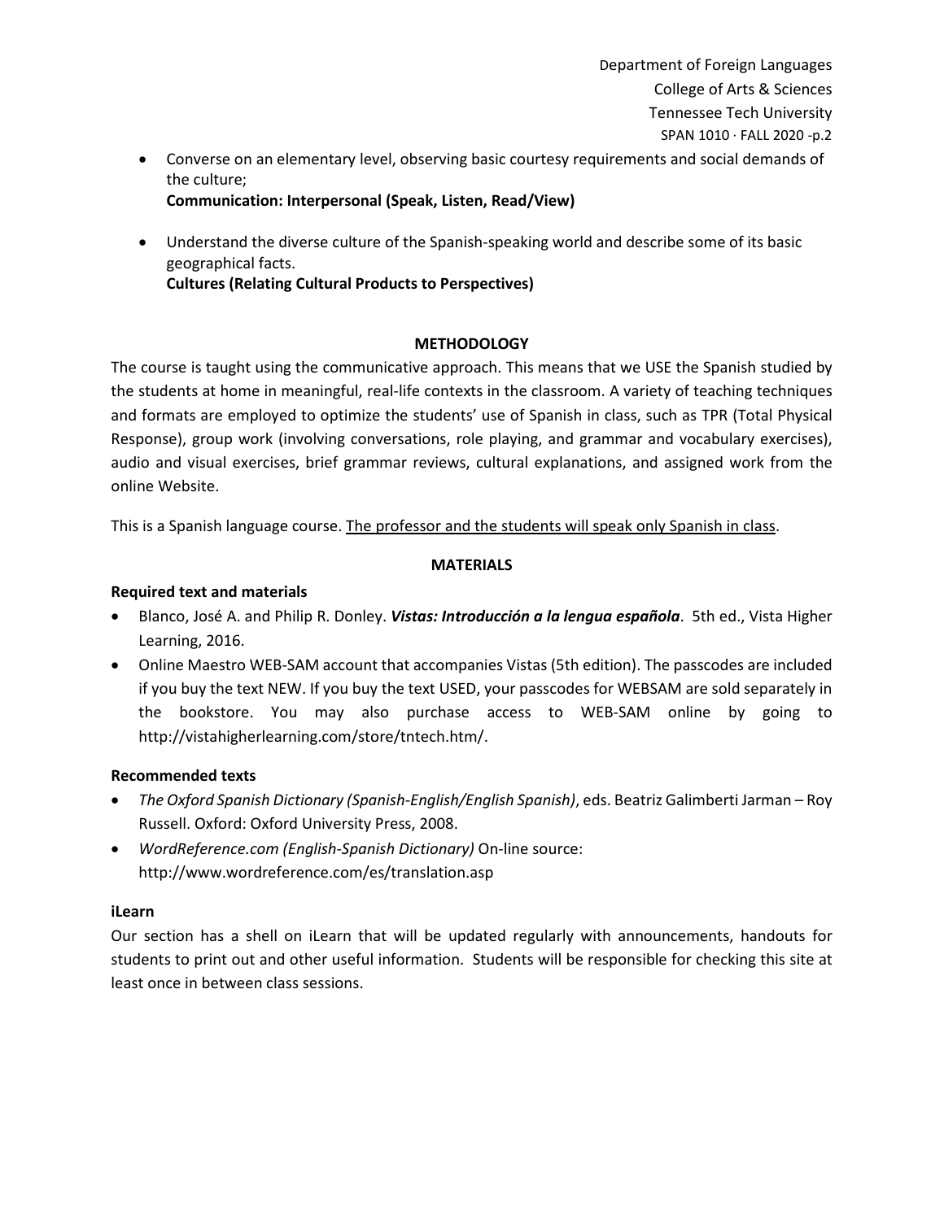- Converse on an elementary level, observing basic courtesy requirements and social demands of the culture;
  **Communication: Interpersonal (Speak, Listen, Read/View)**

- Understand the diverse culture of the Spanish-speaking world and describe some of its basic geographical facts.
  **Cultures (Relating Cultural Products to Perspectives)**

## METHODOLOGY

The course is taught using the communicative approach. This means that we USE the Spanish studied by the students at home in meaningful, real-life contexts in the classroom. A variety of teaching techniques and formats are employed to optimize the students' use of Spanish in class, such as TPR (Total Physical Response), group work (involving conversations, role playing, and grammar and vocabulary exercises), audio and visual exercises, brief grammar reviews, cultural explanations, and assigned work from the online Website.

This is a Spanish language course. <u>The professor and the students will speak only Spanish in class</u>.

## MATERIALS

### Required text and materials

- Blanco, José A. and Philip R. Donley. ***Vistas: Introducción a la lengua española***. 5th ed., Vista Higher Learning, 2016.
- Online Maestro WEB-SAM account that accompanies Vistas (5th edition). The passcodes are included if you buy the text NEW. If you buy the text USED, your passcodes for WEBSAM are sold separately in the bookstore. You may also purchase access to WEB-SAM online by going to http://vistahigherlearning.com/store/tntech.htm/.

### Recommended texts

- *The Oxford Spanish Dictionary (Spanish-English/English Spanish)*, eds. Beatriz Galimberti Jarman – Roy Russell. Oxford: Oxford University Press, 2008.
- *WordReference.com (English-Spanish Dictionary)* On-line source: http://www.wordreference.com/es/translation.asp

### iLearn

Our section has a shell on iLearn that will be updated regularly with announcements, handouts for students to print out and other useful information. Students will be responsible for checking this site at least once in between class sessions.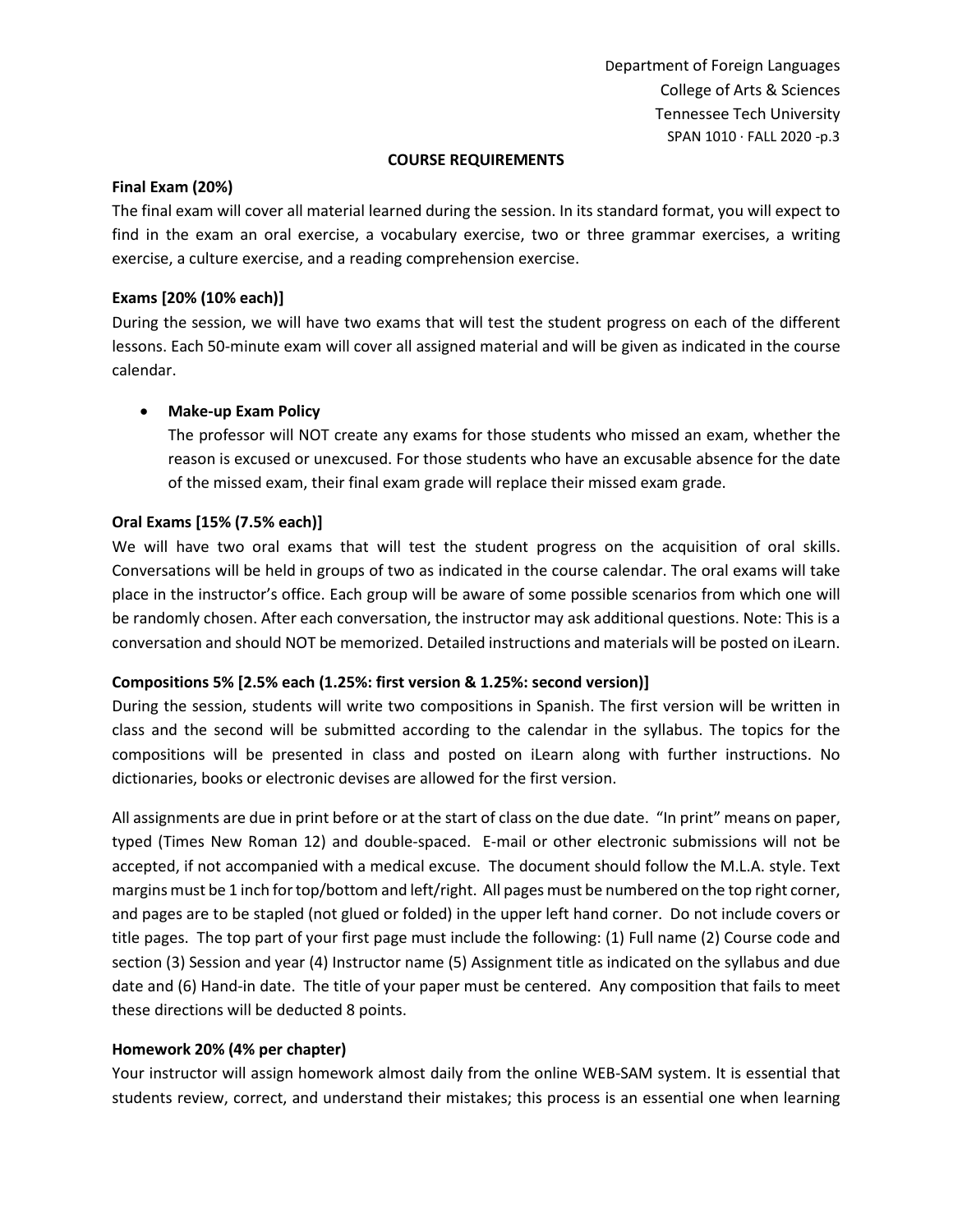## COURSE REQUIREMENTS

**Final Exam (20%)**

The final exam will cover all material learned during the session. In its standard format, you will expect to find in the exam an oral exercise, a vocabulary exercise, two or three grammar exercises, a writing exercise, a culture exercise, and a reading comprehension exercise.

**Exams [20% (10% each)]**

During the session, we will have two exams that will test the student progress on each of the different lessons. Each 50-minute exam will cover all assigned material and will be given as indicated in the course calendar.

- **Make-up Exam Policy**

  The professor will NOT create any exams for those students who missed an exam, whether the reason is excused or unexcused. For those students who have an excusable absence for the date of the missed exam, their final exam grade will replace their missed exam grade.

**Oral Exams [15% (7.5% each)]**

We will have two oral exams that will test the student progress on the acquisition of oral skills. Conversations will be held in groups of two as indicated in the course calendar. The oral exams will take place in the instructor's office. Each group will be aware of some possible scenarios from which one will be randomly chosen. After each conversation, the instructor may ask additional questions. Note: This is a conversation and should NOT be memorized. Detailed instructions and materials will be posted on iLearn.

**Compositions 5% [2.5% each (1.25%: first version & 1.25%: second version)]**

During the session, students will write two compositions in Spanish. The first version will be written in class and the second will be submitted according to the calendar in the syllabus. The topics for the compositions will be presented in class and posted on iLearn along with further instructions. No dictionaries, books or electronic devises are allowed for the first version.

All assignments are due in print before or at the start of class on the due date. "In print" means on paper, typed (Times New Roman 12) and double-spaced. E-mail or other electronic submissions will not be accepted, if not accompanied with a medical excuse. The document should follow the M.L.A. style. Text margins must be 1 inch for top/bottom and left/right. All pages must be numbered on the top right corner, and pages are to be stapled (not glued or folded) in the upper left hand corner. Do not include covers or title pages. The top part of your first page must include the following: (1) Full name (2) Course code and section (3) Session and year (4) Instructor name (5) Assignment title as indicated on the syllabus and due date and (6) Hand-in date. The title of your paper must be centered. Any composition that fails to meet these directions will be deducted 8 points.

**Homework 20% (4% per chapter)**

Your instructor will assign homework almost daily from the online WEB-SAM system. It is essential that students review, correct, and understand their mistakes; this process is an essential one when learning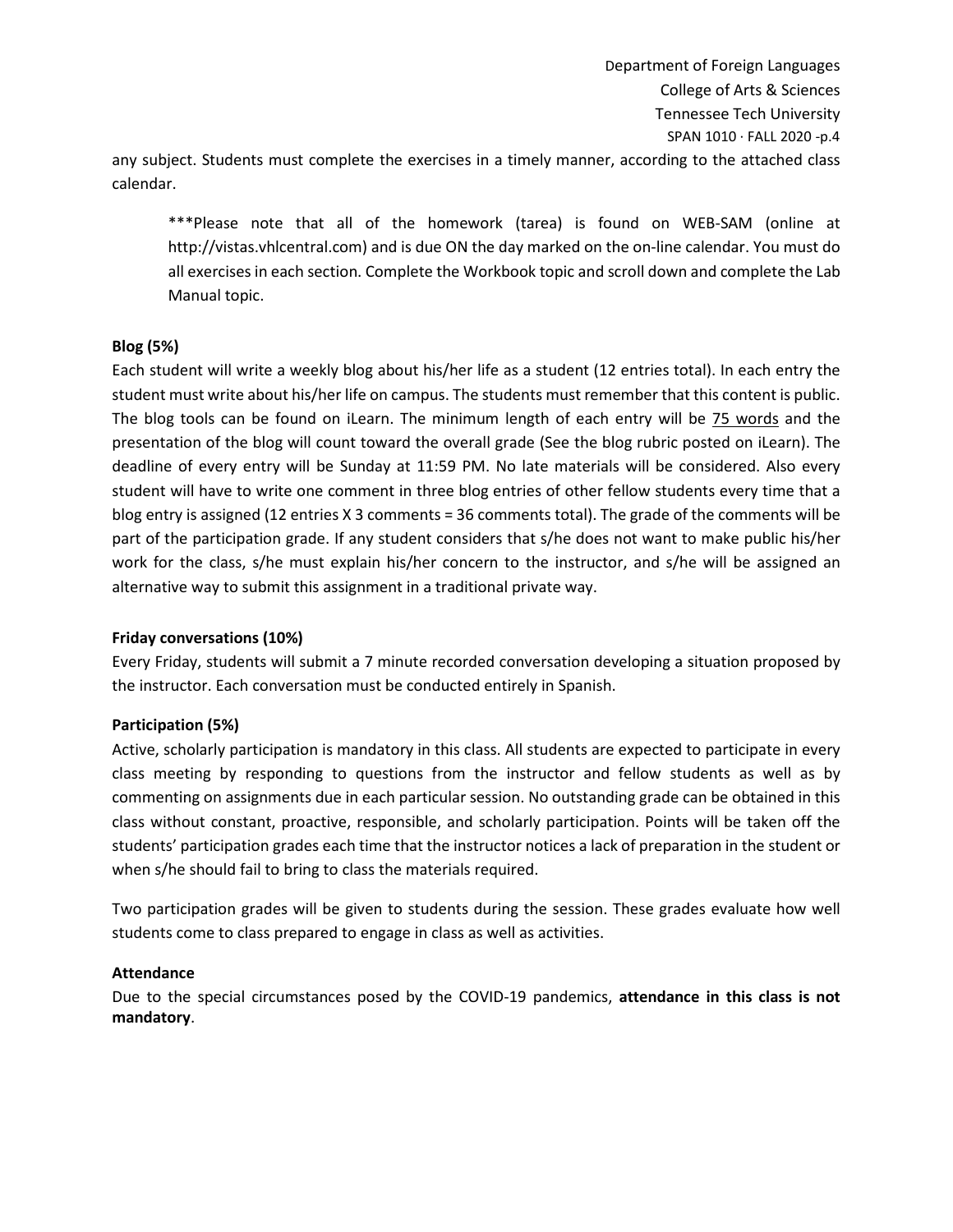any subject. Students must complete the exercises in a timely manner, according to the attached class calendar.

> ***Please note that all of the homework (tarea) is found on WEB-SAM (online at http://vistas.vhlcentral.com) and is due ON the day marked on the on-line calendar. You must do all exercises in each section. Complete the Workbook topic and scroll down and complete the Lab Manual topic.

**Blog (5%)**

Each student will write a weekly blog about his/her life as a student (12 entries total). In each entry the student must write about his/her life on campus. The students must remember that this content is public. The blog tools can be found on iLearn. The minimum length of each entry will be 75 words and the presentation of the blog will count toward the overall grade (See the blog rubric posted on iLearn). The deadline of every entry will be Sunday at 11:59 PM. No late materials will be considered. Also every student will have to write one comment in three blog entries of other fellow students every time that a blog entry is assigned (12 entries X 3 comments = 36 comments total). The grade of the comments will be part of the participation grade. If any student considers that s/he does not want to make public his/her work for the class, s/he must explain his/her concern to the instructor, and s/he will be assigned an alternative way to submit this assignment in a traditional private way.

**Friday conversations (10%)**

Every Friday, students will submit a 7 minute recorded conversation developing a situation proposed by the instructor. Each conversation must be conducted entirely in Spanish.

**Participation (5%)**

Active, scholarly participation is mandatory in this class. All students are expected to participate in every class meeting by responding to questions from the instructor and fellow students as well as by commenting on assignments due in each particular session. No outstanding grade can be obtained in this class without constant, proactive, responsible, and scholarly participation. Points will be taken off the students' participation grades each time that the instructor notices a lack of preparation in the student or when s/he should fail to bring to class the materials required.

Two participation grades will be given to students during the session. These grades evaluate how well students come to class prepared to engage in class as well as activities.

**Attendance**

Due to the special circumstances posed by the COVID-19 pandemics, **attendance in this class is not mandatory**.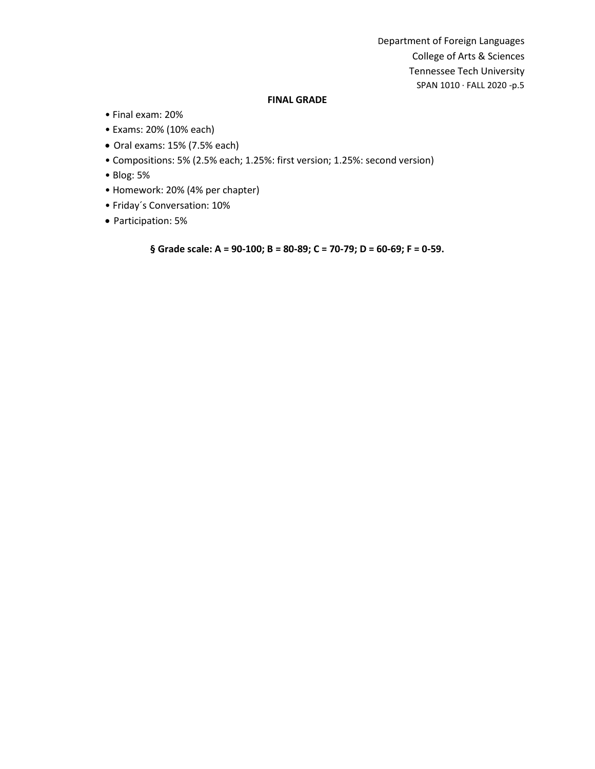**FINAL GRADE**

- Final exam: 20%
- Exams: 20% (10% each)
- Oral exams: 15% (7.5% each)
- Compositions: 5% (2.5% each; 1.25%: first version; 1.25%: second version)
- Blog: 5%
- Homework: 20% (4% per chapter)
- Friday´s Conversation: 10%
- Participation: 5%

**§ Grade scale: A = 90-100; B = 80-89; C = 70-79; D = 60-69; F = 0-59.**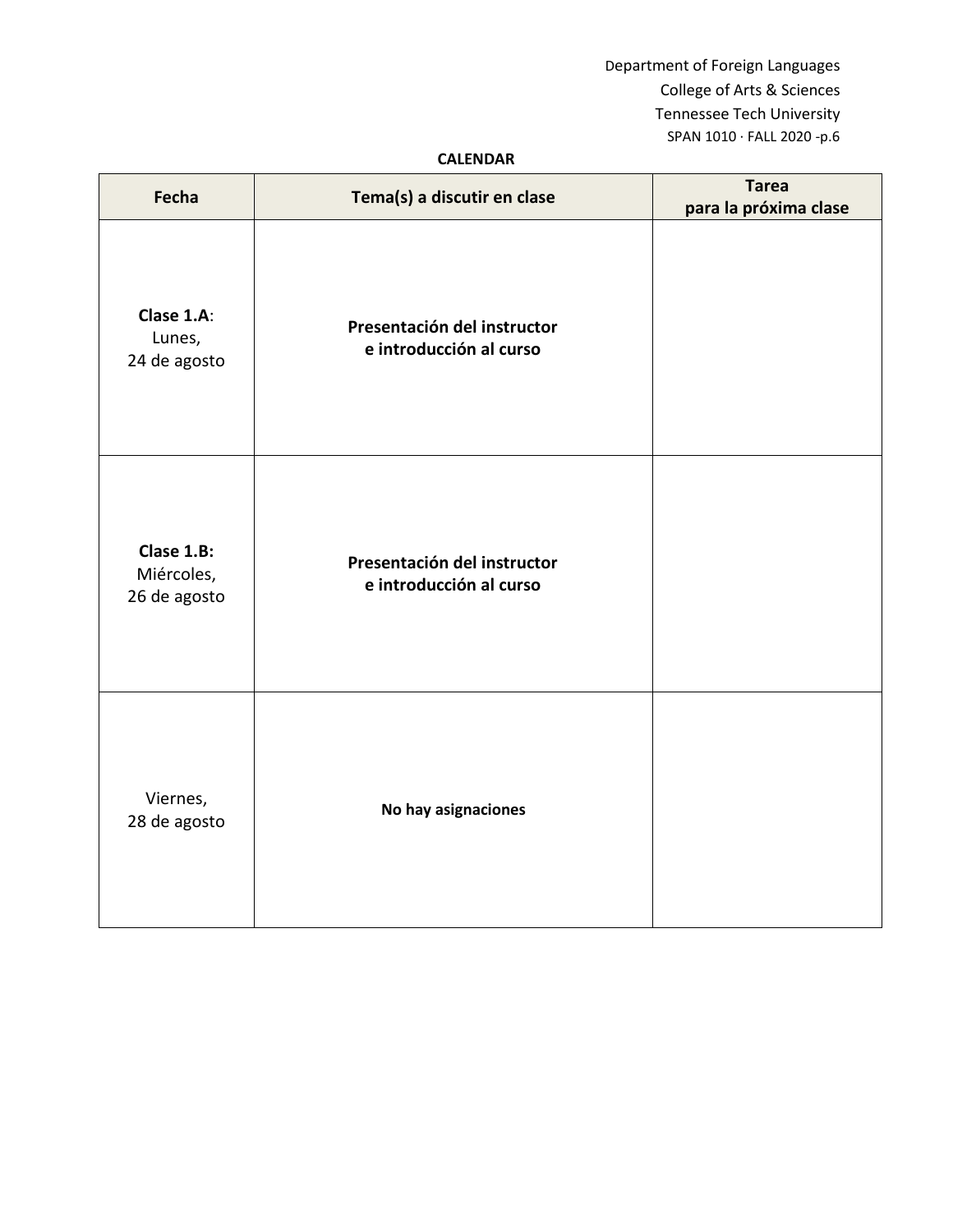**CALENDAR**

| Fecha | Tema(s) a discutir en clase | Tarea para la próxima clase |
|---|---|---|
| **Clase 1.A**: Lunes, 24 de agosto | **Presentación del instructor e introducción al curso** | |
| **Clase 1.B:** Miércoles, 26 de agosto | **Presentación del instructor e introducción al curso** | |
| Viernes, 28 de agosto | **No hay asignaciones** | |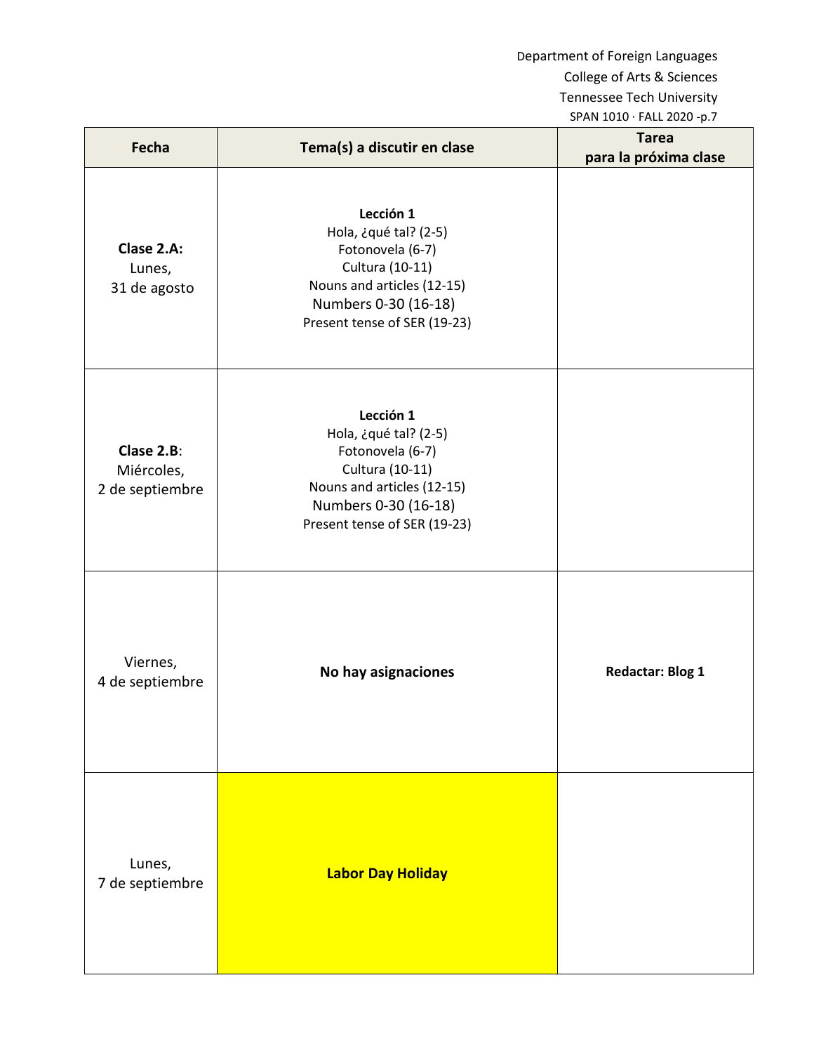| Fecha | Tema(s) a discutir en clase | Tarea para la próxima clase |
|---|---|---|
| **Clase 2.A:** Lunes, 31 de agosto | **Lección 1**<br>Hola, ¿qué tal? (2-5)<br>Fotonovela (6-7)<br>Cultura (10-11)<br>Nouns and articles (12-15)<br>Numbers 0-30 (16-18)<br>Present tense of SER (19-23) | |
| **Clase 2.B**: Miércoles, 2 de septiembre | **Lección 1**<br>Hola, ¿qué tal? (2-5)<br>Fotonovela (6-7)<br>Cultura (10-11)<br>Nouns and articles (12-15)<br>Numbers 0-30 (16-18)<br>Present tense of SER (19-23) | |
| Viernes, 4 de septiembre | **No hay asignaciones** | **Redactar: Blog 1** |
| Lunes, 7 de septiembre | **Labor Day Holiday** | |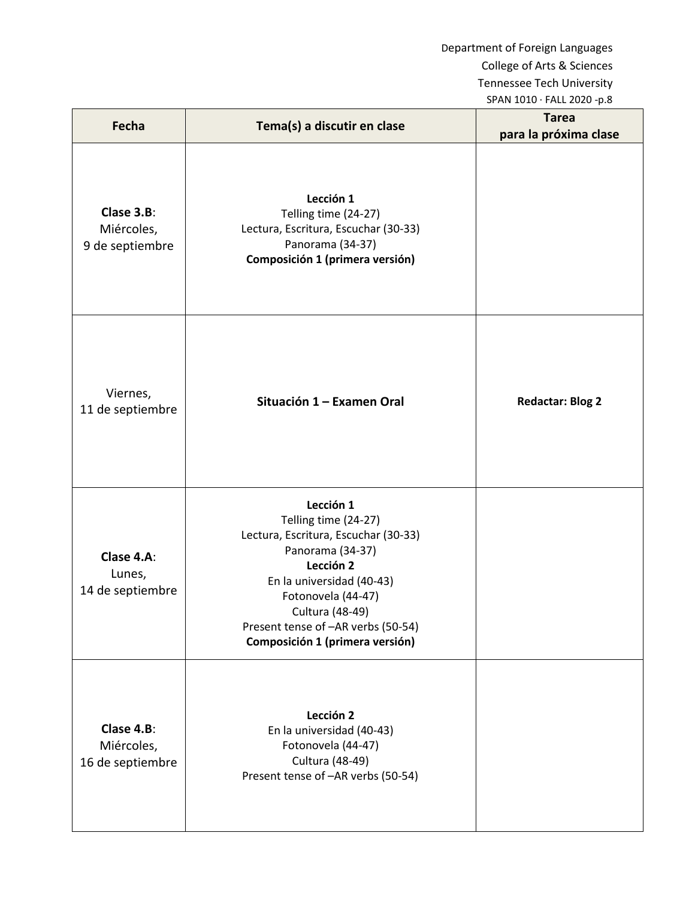| Fecha | Tema(s) a discutir en clase | Tarea para la próxima clase |
|---|---|---|
| **Clase 3.B**: Miércoles, 9 de septiembre | **Lección 1**<br>Telling time (24-27)<br>Lectura, Escritura, Escuchar (30-33)<br>Panorama (34-37)<br>**Composición 1 (primera versión)** | |
| Viernes, 11 de septiembre | **Situación 1 – Examen Oral** | **Redactar: Blog 2** |
| **Clase 4.A**: Lunes, 14 de septiembre | **Lección 1**<br>Telling time (24-27)<br>Lectura, Escritura, Escuchar (30-33)<br>Panorama (34-37)<br>**Lección 2**<br>En la universidad (40-43)<br>Fotonovela (44-47)<br>Cultura (48-49)<br>Present tense of –AR verbs (50-54)<br>**Composición 1 (primera versión)** | |
| **Clase 4.B**: Miércoles, 16 de septiembre | **Lección 2**<br>En la universidad (40-43)<br>Fotonovela (44-47)<br>Cultura (48-49)<br>Present tense of –AR verbs (50-54) | |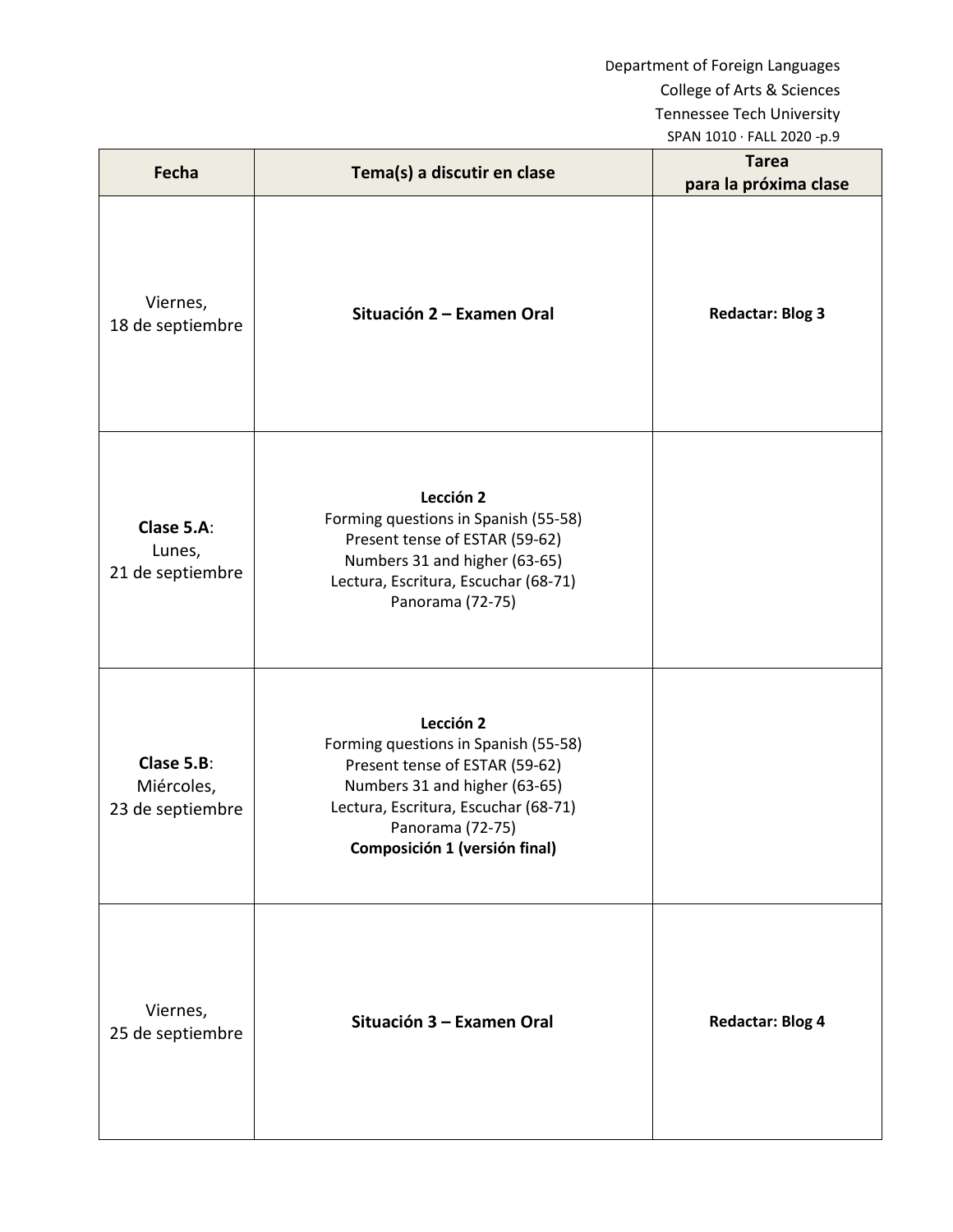| Fecha | Tema(s) a discutir en clase | Tarea para la próxima clase |
| --- | --- | --- |
| Viernes, 18 de septiembre | **Situación 2 – Examen Oral** | **Redactar: Blog 3** |
| **Clase 5.A**: Lunes, 21 de septiembre | **Lección 2**<br>Forming questions in Spanish (55-58)<br>Present tense of ESTAR (59-62)<br>Numbers 31 and higher (63-65)<br>Lectura, Escritura, Escuchar (68-71)<br>Panorama (72-75) | |
| **Clase 5.B**: Miércoles, 23 de septiembre | **Lección 2**<br>Forming questions in Spanish (55-58)<br>Present tense of ESTAR (59-62)<br>Numbers 31 and higher (63-65)<br>Lectura, Escritura, Escuchar (68-71)<br>Panorama (72-75)<br>**Composición 1 (versión final)** | |
| Viernes, 25 de septiembre | **Situación 3 – Examen Oral** | **Redactar: Blog 4** |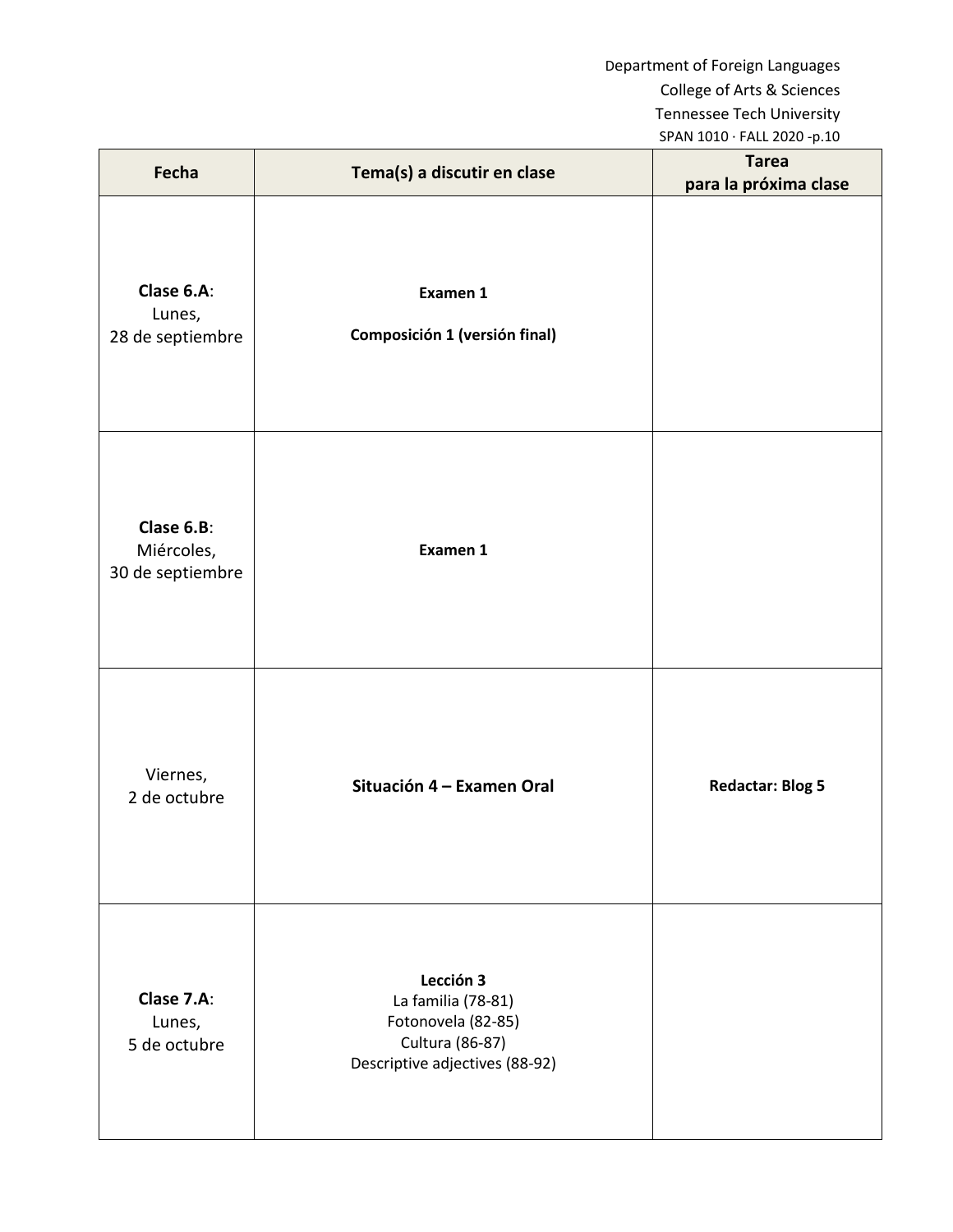| Fecha | Tema(s) a discutir en clase | Tarea para la próxima clase |
|---|---|---|
| **Clase 6.A**: Lunes, 28 de septiembre | **Examen 1**<br><br>**Composición 1 (versión final)** | |
| **Clase 6.B**: Miércoles, 30 de septiembre | **Examen 1** | |
| Viernes, 2 de octubre | **Situación 4 – Examen Oral** | **Redactar: Blog 5** |
| **Clase 7.A**: Lunes, 5 de octubre | **Lección 3**<br>La familia (78-81)<br>Fotonovela (82-85)<br>Cultura (86-87)<br>Descriptive adjectives (88-92) | |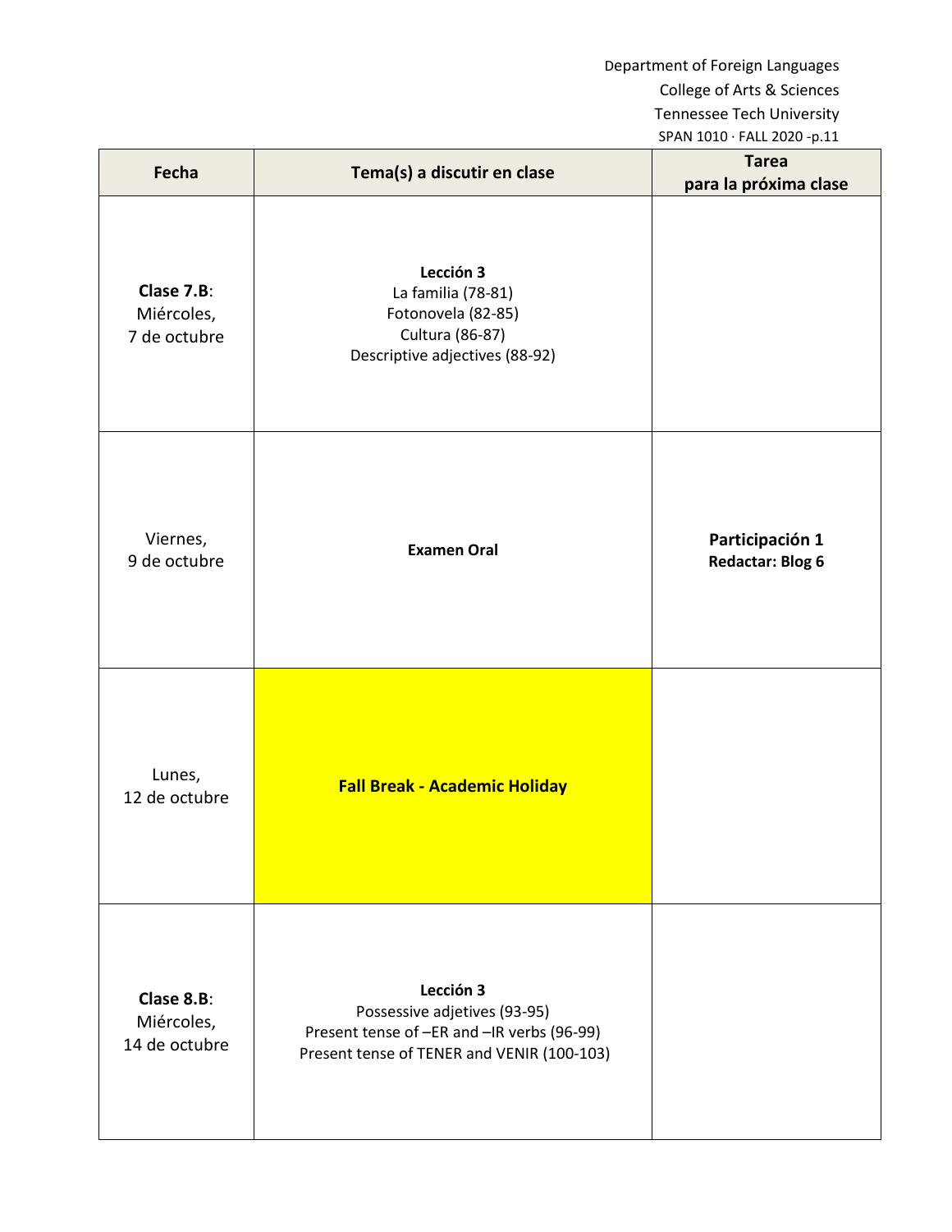| Fecha | Tema(s) a discutir en clase | Tarea para la próxima clase |
| --- | --- | --- |
| **Clase 7.B**: Miércoles, 7 de octubre | **Lección 3**<br>La familia (78-81)<br>Fotonovela (82-85)<br>Cultura (86-87)<br>Descriptive adjectives (88-92) | |
| Viernes, 9 de octubre | **Examen Oral** | **Participación 1**<br>**Redactar: Blog 6** |
| Lunes, 12 de octubre | **Fall Break - Academic Holiday** | |
| **Clase 8.B**: Miércoles, 14 de octubre | **Lección 3**<br>Possessive adjetives (93-95)<br>Present tense of –ER and –IR verbs (96-99)<br>Present tense of TENER and VENIR (100-103) | |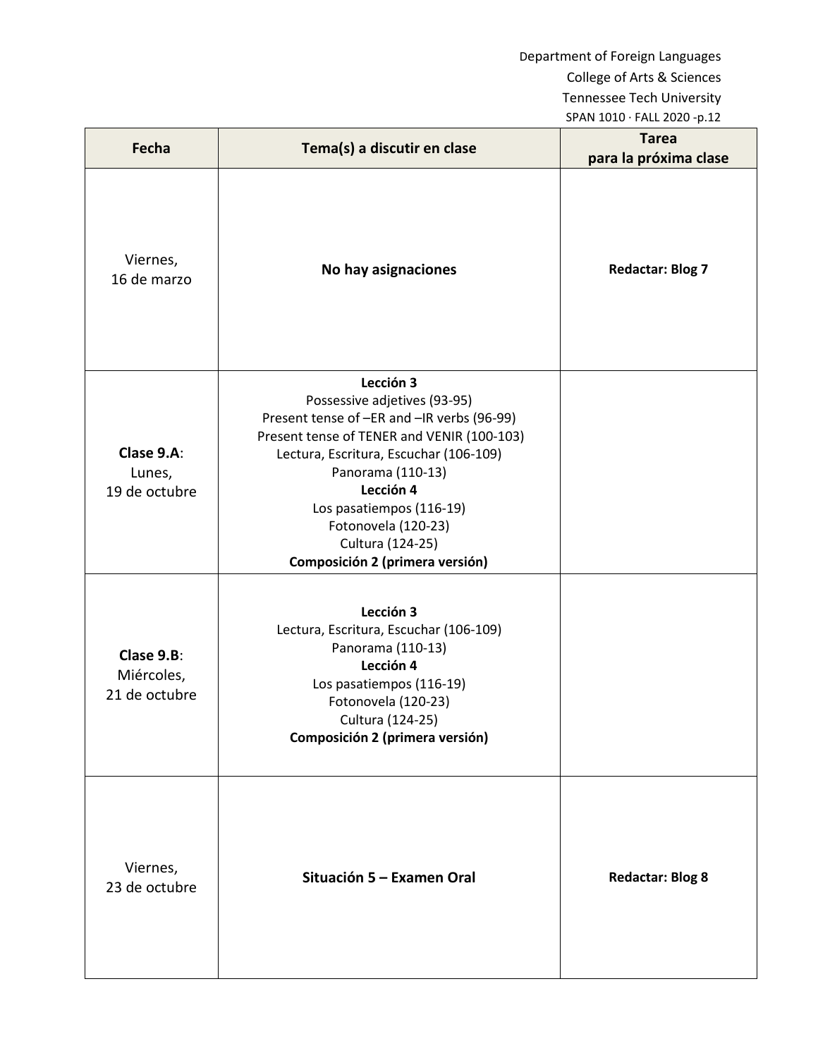| Fecha | Tema(s) a discutir en clase | Tarea para la próxima clase |
|---|---|---|
| Viernes, 16 de marzo | **No hay asignaciones** | **Redactar: Blog 7** |
| **Clase 9.A**: Lunes, 19 de octubre | **Lección 3**<br>Possessive adjetives (93-95)<br>Present tense of –ER and –IR verbs (96-99)<br>Present tense of TENER and VENIR (100-103)<br>Lectura, Escritura, Escuchar (106-109)<br>Panorama (110-13)<br>**Lección 4**<br>Los pasatiempos (116-19)<br>Fotonovela (120-23)<br>Cultura (124-25)<br>**Composición 2 (primera versión)** | |
| **Clase 9.B**: Miércoles, 21 de octubre | **Lección 3**<br>Lectura, Escritura, Escuchar (106-109)<br>Panorama (110-13)<br>**Lección 4**<br>Los pasatiempos (116-19)<br>Fotonovela (120-23)<br>Cultura (124-25)<br>**Composición 2 (primera versión)** | |
| Viernes, 23 de octubre | **Situación 5 – Examen Oral** | **Redactar: Blog 8** |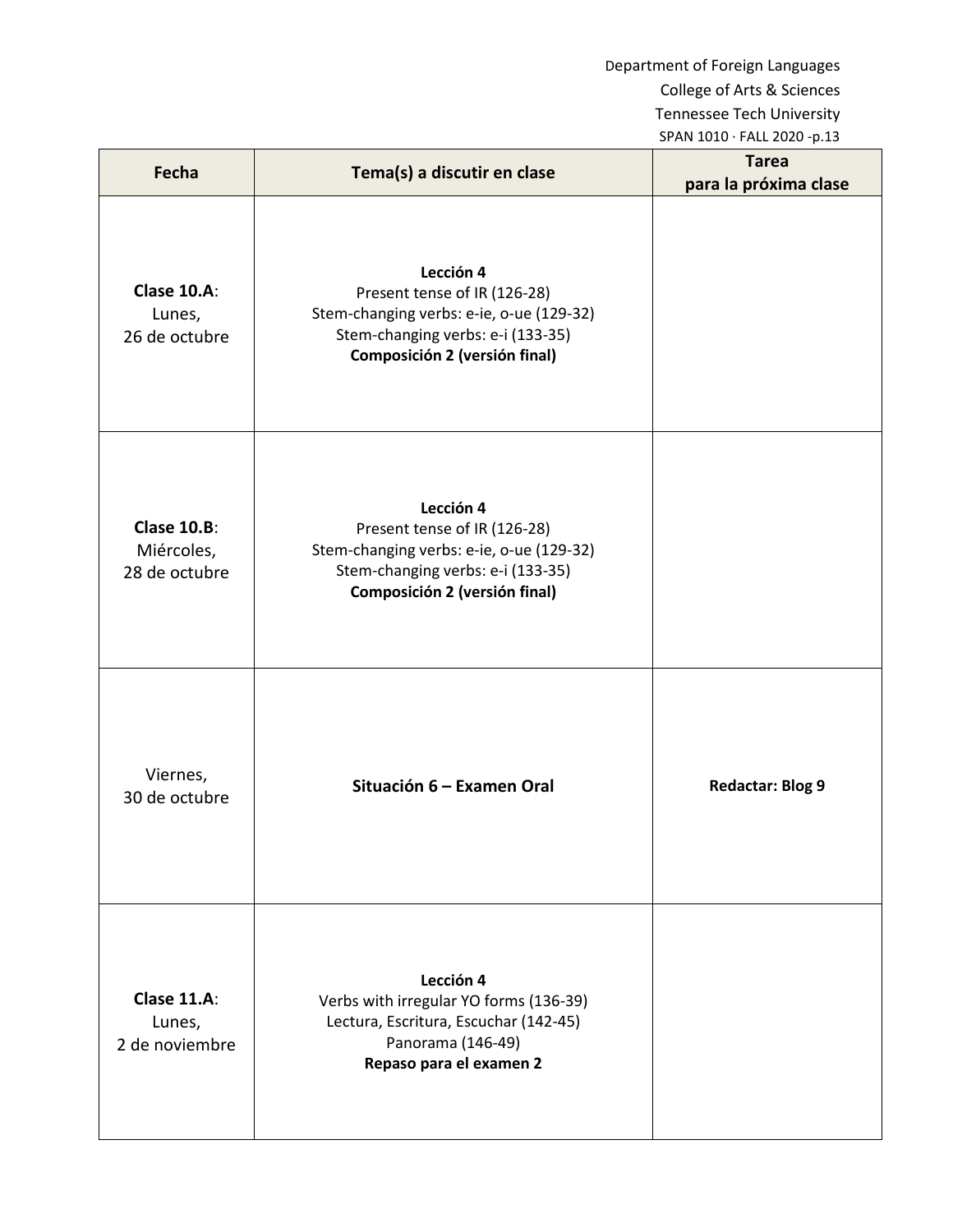| Fecha | Tema(s) a discutir en clase | Tarea para la próxima clase |
| --- | --- | --- |
| **Clase 10.A**: Lunes, 26 de octubre | **Lección 4**<br>Present tense of IR (126-28)<br>Stem-changing verbs: e-ie, o-ue (129-32)<br>Stem-changing verbs: e-i (133-35)<br>**Composición 2 (versión final)** | |
| **Clase 10.B**: Miércoles, 28 de octubre | **Lección 4**<br>Present tense of IR (126-28)<br>Stem-changing verbs: e-ie, o-ue (129-32)<br>Stem-changing verbs: e-i (133-35)<br>**Composición 2 (versión final)** | |
| Viernes, 30 de octubre | **Situación 6 – Examen Oral** | **Redactar: Blog 9** |
| **Clase 11.A**: Lunes, 2 de noviembre | **Lección 4**<br>Verbs with irregular YO forms (136-39)<br>Lectura, Escritura, Escuchar (142-45)<br>Panorama (146-49)<br>**Repaso para el examen 2** | |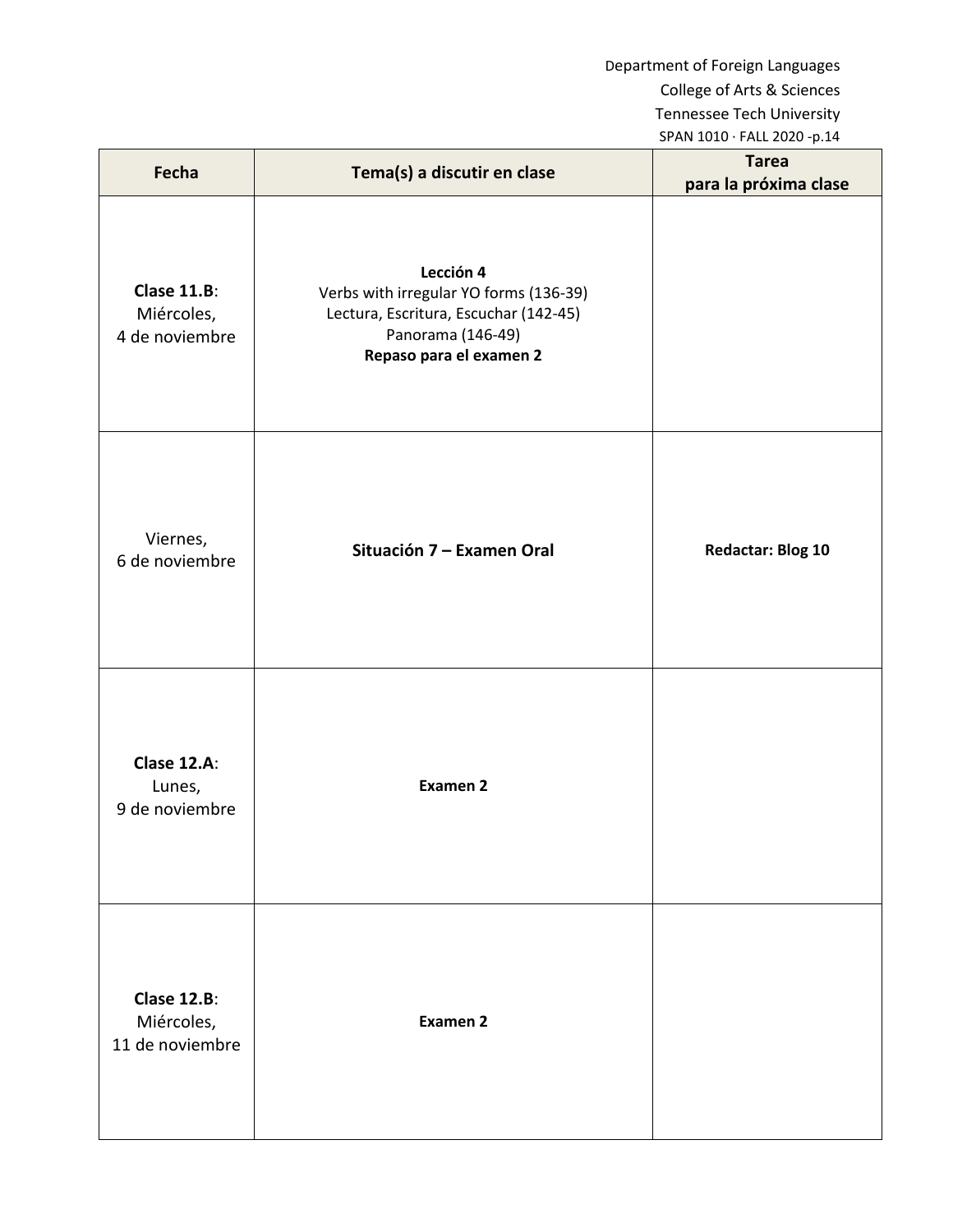| Fecha | Tema(s) a discutir en clase | Tarea para la próxima clase |
|---|---|---|
| **Clase 11.B**: Miércoles, 4 de noviembre | **Lección 4**<br>Verbs with irregular YO forms (136-39)<br>Lectura, Escritura, Escuchar (142-45)<br>Panorama (146-49)<br>**Repaso para el examen 2** | |
| Viernes, 6 de noviembre | **Situación 7 – Examen Oral** | **Redactar: Blog 10** |
| **Clase 12.A**: Lunes, 9 de noviembre | **Examen 2** | |
| **Clase 12.B**: Miércoles, 11 de noviembre | **Examen 2** | |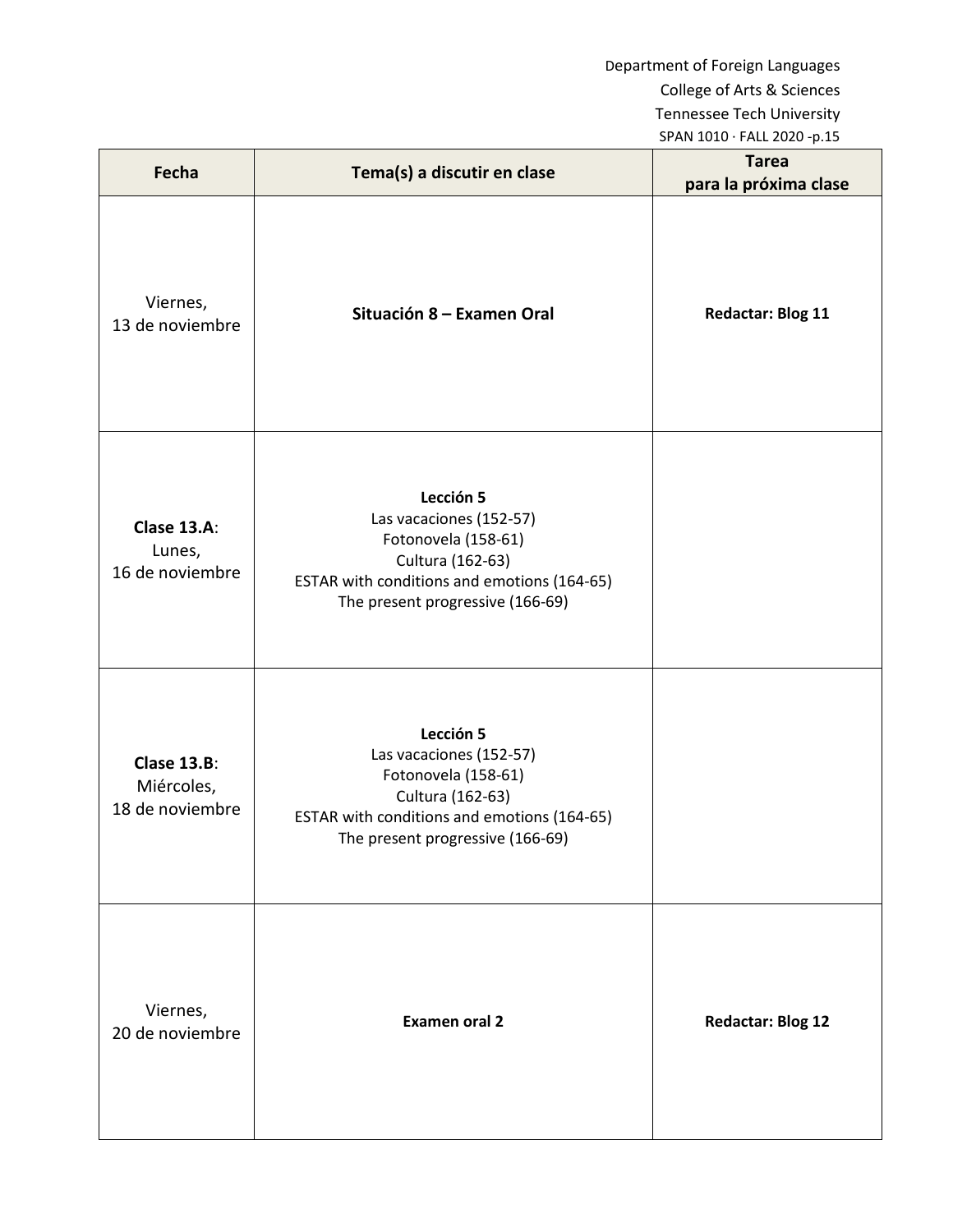| Fecha | Tema(s) a discutir en clase | Tarea para la próxima clase |
|---|---|---|
| Viernes, 13 de noviembre | **Situación 8 – Examen Oral** | **Redactar: Blog 11** |
| **Clase 13.A**: Lunes, 16 de noviembre | **Lección 5**<br>Las vacaciones (152-57)<br>Fotonovela (158-61)<br>Cultura (162-63)<br>ESTAR with conditions and emotions (164-65)<br>The present progressive (166-69) | |
| **Clase 13.B**: Miércoles, 18 de noviembre | **Lección 5**<br>Las vacaciones (152-57)<br>Fotonovela (158-61)<br>Cultura (162-63)<br>ESTAR with conditions and emotions (164-65)<br>The present progressive (166-69) | |
| Viernes, 20 de noviembre | **Examen oral 2** | **Redactar: Blog 12** |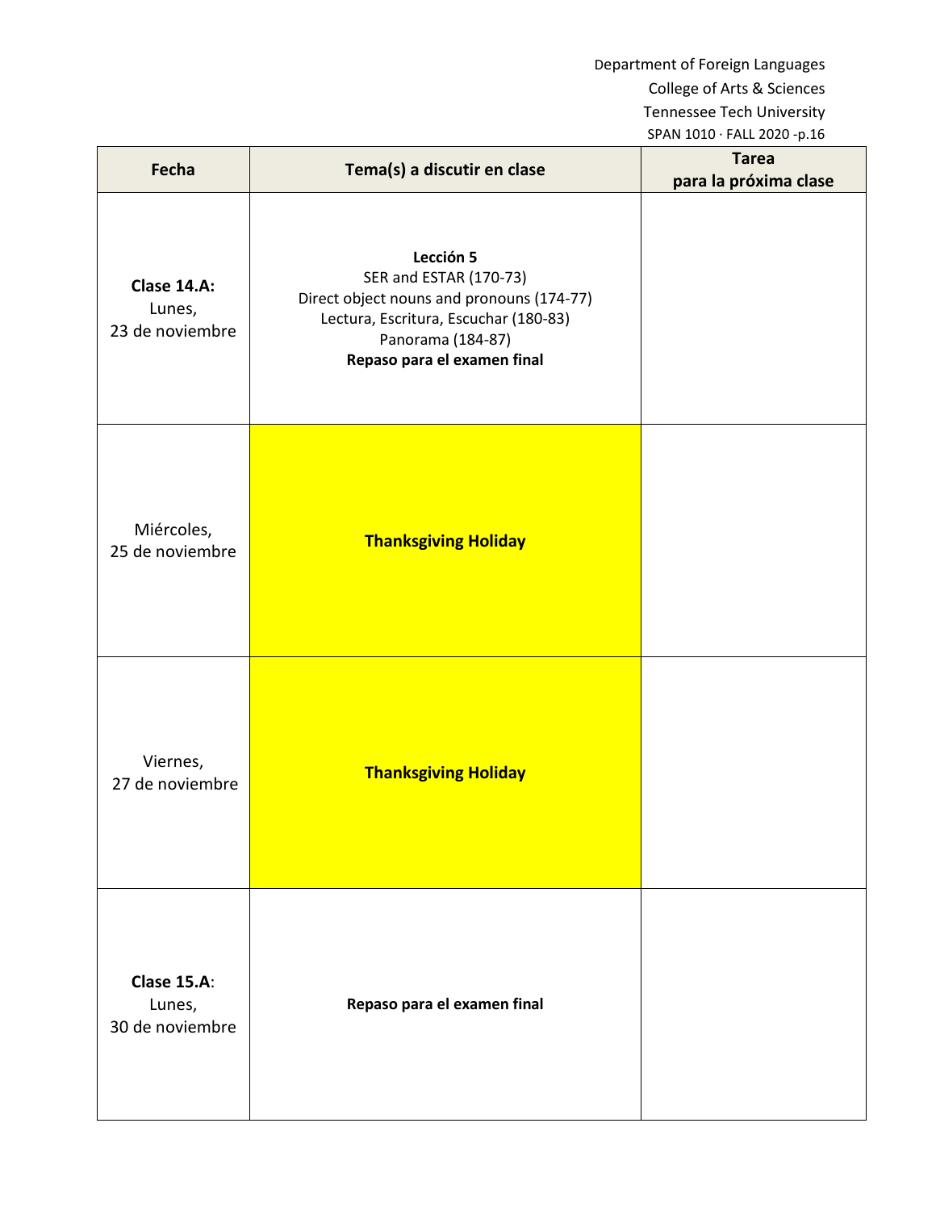Department of Foreign Languages
College of Arts & Sciences
Tennessee Tech University
SPAN 1010 · FALL 2020 -p.16

| Fecha | Tema(s) a discutir en clase | Tarea para la próxima clase |
|---|---|---|
| **Clase 14.A:** Lunes, 23 de noviembre | **Lección 5**<br>SER and ESTAR (170-73)<br>Direct object nouns and pronouns (174-77)<br>Lectura, Escritura, Escuchar (180-83)<br>Panorama (184-87)<br>**Repaso para el examen final** | |
| Miércoles, 25 de noviembre | **Thanksgiving Holiday** | |
| Viernes, 27 de noviembre | **Thanksgiving Holiday** | |
| **Clase 15.A**: Lunes, 30 de noviembre | **Repaso para el examen final** | |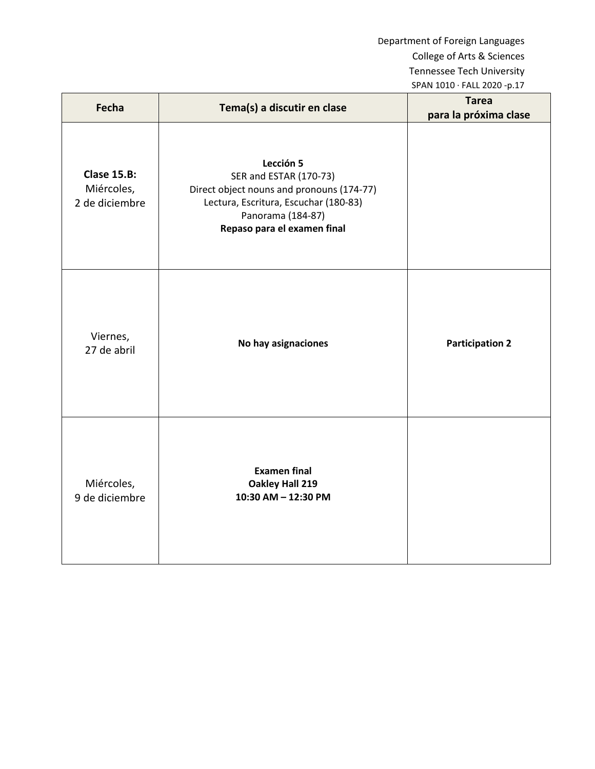| Fecha | Tema(s) a discutir en clase | Tarea para la próxima clase |
|---|---|---|
| **Clase 15.B:** Miércoles, 2 de diciembre | **Lección 5**<br>SER and ESTAR (170-73)<br>Direct object nouns and pronouns (174-77)<br>Lectura, Escritura, Escuchar (180-83)<br>Panorama (184-87)<br>**Repaso para el examen final** | |
| Viernes, 27 de abril | **No hay asignaciones** | **Participation 2** |
| Miércoles, 9 de diciembre | **Examen final**<br>**Oakley Hall 219**<br>**10:30 AM – 12:30 PM** | |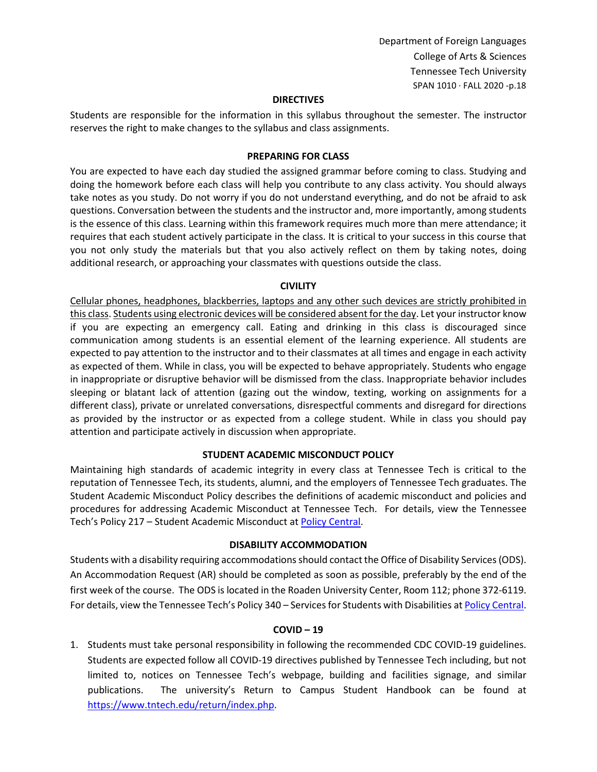## DIRECTIVES

Students are responsible for the information in this syllabus throughout the semester. The instructor reserves the right to make changes to the syllabus and class assignments.

## PREPARING FOR CLASS

You are expected to have each day studied the assigned grammar before coming to class. Studying and doing the homework before each class will help you contribute to any class activity. You should always take notes as you study. Do not worry if you do not understand everything, and do not be afraid to ask questions. Conversation between the students and the instructor and, more importantly, among students is the essence of this class. Learning within this framework requires much more than mere attendance; it requires that each student actively participate in the class. It is critical to your success in this course that you not only study the materials but that you also actively reflect on them by taking notes, doing additional research, or approaching your classmates with questions outside the class.

## CIVILITY

Cellular phones, headphones, blackberries, laptops and any other such devices are strictly prohibited in this class. Students using electronic devices will be considered absent for the day. Let your instructor know if you are expecting an emergency call. Eating and drinking in this class is discouraged since communication among students is an essential element of the learning experience. All students are expected to pay attention to the instructor and to their classmates at all times and engage in each activity as expected of them. While in class, you will be expected to behave appropriately. Students who engage in inappropriate or disruptive behavior will be dismissed from the class. Inappropriate behavior includes sleeping or blatant lack of attention (gazing out the window, texting, working on assignments for a different class), private or unrelated conversations, disrespectful comments and disregard for directions as provided by the instructor or as expected from a college student. While in class you should pay attention and participate actively in discussion when appropriate.

## STUDENT ACADEMIC MISCONDUCT POLICY

Maintaining high standards of academic integrity in every class at Tennessee Tech is critical to the reputation of Tennessee Tech, its students, alumni, and the employers of Tennessee Tech graduates. The Student Academic Misconduct Policy describes the definitions of academic misconduct and policies and procedures for addressing Academic Misconduct at Tennessee Tech. For details, view the Tennessee Tech's Policy 217 – Student Academic Misconduct at Policy Central.

## DISABILITY ACCOMMODATION

Students with a disability requiring accommodations should contact the Office of Disability Services (ODS). An Accommodation Request (AR) should be completed as soon as possible, preferably by the end of the first week of the course. The ODS is located in the Roaden University Center, Room 112; phone 372-6119. For details, view the Tennessee Tech's Policy 340 – Services for Students with Disabilities at Policy Central.

## COVID – 19

1. Students must take personal responsibility in following the recommended CDC COVID-19 guidelines. Students are expected follow all COVID-19 directives published by Tennessee Tech including, but not limited to, notices on Tennessee Tech's webpage, building and facilities signage, and similar publications. The university's Return to Campus Student Handbook can be found at https://www.tntech.edu/return/index.php.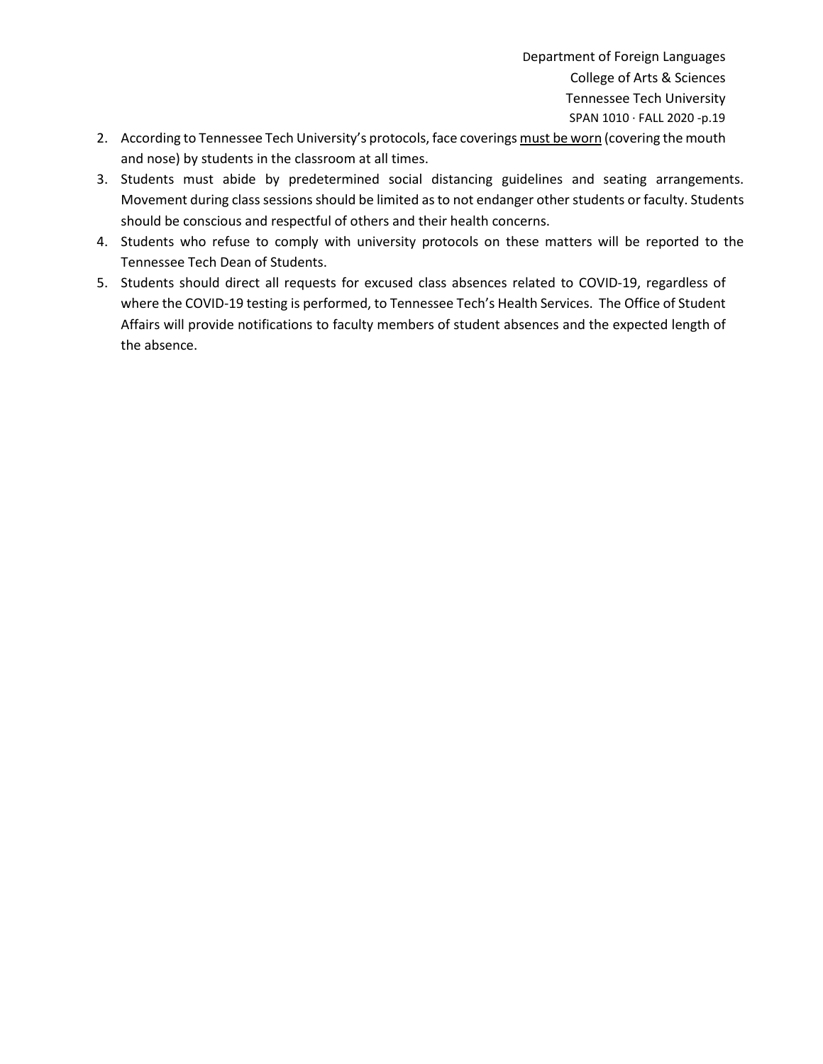2. According to Tennessee Tech University's protocols, face coverings <u>must be worn</u> (covering the mouth and nose) by students in the classroom at all times.
3. Students must abide by predetermined social distancing guidelines and seating arrangements. Movement during class sessions should be limited as to not endanger other students or faculty. Students should be conscious and respectful of others and their health concerns.
4. Students who refuse to comply with university protocols on these matters will be reported to the Tennessee Tech Dean of Students.
5. Students should direct all requests for excused class absences related to COVID-19, regardless of where the COVID-19 testing is performed, to Tennessee Tech's Health Services. The Office of Student Affairs will provide notifications to faculty members of student absences and the expected length of the absence.